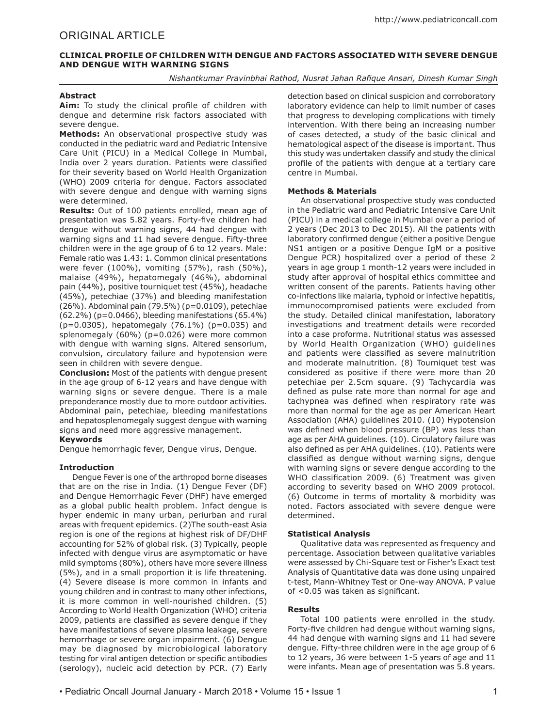ORIGINAL ARTICLE

# CLINICAL PROFILE OF CHILDREN WITH DENGUE AND FACTORS ASSOCIATED WITH SEVERE DENGUE AND DENGUE WITH WARNING SIGNS

*Nishantkumar Pravinbhai Rathod, Nusrat Jahan Rafique Ansari, Dinesh Kumar Singh*

### Abstract

**Aim:** To study the clinical profile of children with dengue and determine risk factors associated with severe dengue.

**Methods:** An observational prospective study was conducted in the pediatric ward and Pediatric Intensive Care Unit (PICU) in a Medical College in Mumbai, India over 2 years duration. Patients were classified for their severity based on World Health Organization (WHO) 2009 criteria for dengue. Factors associated with severe dengue and dengue with warning signs were determined.

**Results:** Out of 100 patients enrolled, mean age of presentation was 5.82 years. Forty-five children had dengue without warning signs, 44 had dengue with warning signs and 11 had severe dengue. Fifty-three children were in the age group of 6 to 12 years. Male: Female ratio was 1.43: 1. Common clinical presentations were fever (100%), vomiting (57%), rash (50%), malaise (49%), hepatomegaly (46%), abdominal pain (44%), positive tourniquet test (45%), headache (45%), petechiae (37%) and bleeding manifestation (26%). Abdominal pain (79.5%) (p=0.0109), petechiae (62.2%) (p=0.0466), bleeding manifestations (65.4%) (p=0.0305), hepatomegaly (76.1%) (p=0.035) and splenomegaly (60%) (p=0.026) were more common with dengue with warning signs. Altered sensorium, convulsion, circulatory failure and hypotension were seen in children with severe dengue.

**Conclusion:** Most of the patients with dengue present in the age group of 6-12 years and have dengue with warning signs or severe dengue. There is a male preponderance mostly due to more outdoor activities. Abdominal pain, petechiae, bleeding manifestations and hepatosplenomegaly suggest dengue with warning signs and need more aggressive management.

**Keywords**

Dengue hemorrhagic fever, Dengue virus, Dengue.

### Introduction

Dengue Fever is one of the arthropod borne diseases that are on the rise in India. (1) Dengue Fever (DF) and Dengue Hemorrhagic Fever (DHF) have emerged as a global public health problem. Infact dengue is hyper endemic in many urban, periurban and rural areas with frequent epidemics. (2)The south-east Asia region is one of the regions at highest risk of DF/DHF accounting for 52% of global risk. (3) Typically, people infected with dengue virus are asymptomatic or have mild symptoms (80%), others have more severe illness (5%), and in a small proportion it is life threatening. (4) Severe disease is more common in infants and young children and in contrast to many other infections, it is more common in well-nourished children. (5) According to World Health Organization (WHO) criteria 2009, patients are classified as severe dengue if they have manifestations of severe plasma leakage, severe hemorrhage or severe organ impairment. (6) Dengue may be diagnosed by microbiological laboratory testing for viral antigen detection or specific antibodies (serology), nucleic acid detection by PCR. (7) Early detection based on clinical suspicion and corroboratory laboratory evidence can help to limit number of cases that progress to developing complications with timely intervention. With there being an increasing number of cases detected, a study of the basic clinical and hematological aspect of the disease is important. Thus this study was undertaken classify and study the clinical profile of the patients with dengue at a tertiary care centre in Mumbai.

### Methods & Materials

An observational prospective study was conducted in the Pediatric ward and Pediatric Intensive Care Unit (PICU) in a medical college in Mumbai over a period of 2 years (Dec 2013 to Dec 2015). All the patients with laboratory confirmed dengue (either a positive Dengue NS1 antigen or a positive Dengue IgM or a positive Dengue PCR) hospitalized over a period of these 2 years in age group 1 month-12 years were included in study after approval of hospital ethics committee and written consent of the parents. Patients having other co-infections like malaria, typhoid or infective hepatitis, immunocompromised patients were excluded from the study. Detailed clinical manifestation, laboratory investigations and treatment details were recorded into a case proforma. Nutritional status was assessed by World Health Organization (WHO) guidelines and patients were classified as severe malnutrition and moderate malnutrition. (8) Tourniquet test was considered as positive if there were more than 20 petechiae per 2.5cm square. (9) Tachycardia was defined as pulse rate more than normal for age and tachypnea was defined when respiratory rate was more than normal for the age as per American Heart Association (AHA) guidelines 2010. (10) Hypotension was defined when blood pressure (BP) was less than age as per AHA guidelines. (10). Circulatory failure was also defined as per AHA guidelines. (10). Patients were classified as dengue without warning signs, dengue with warning signs or severe dengue according to the WHO classification 2009. (6) Treatment was given according to severity based on WHO 2009 protocol. (6) Outcome in terms of mortality & morbidity was noted. Factors associated with severe dengue were determined.

### Statistical Analysis

Qualitative data was represented as frequency and percentage. Association between qualitative variables were assessed by Chi-Square test or Fisher's Exact test Analysis of Quantitative data was done using unpaired t-test, Mann-Whitney Test or One-way ANOVA. P value of <0.05 was taken as significant.

### Results

Total 100 patients were enrolled in the study. Forty-five children had dengue without warning signs, 44 had dengue with warning signs and 11 had severe dengue. Fifty-three children were in the age group of 6 to 12 years, 36 were between 1-5 years of age and 11 were infants. Mean age of presentation was 5.8 years.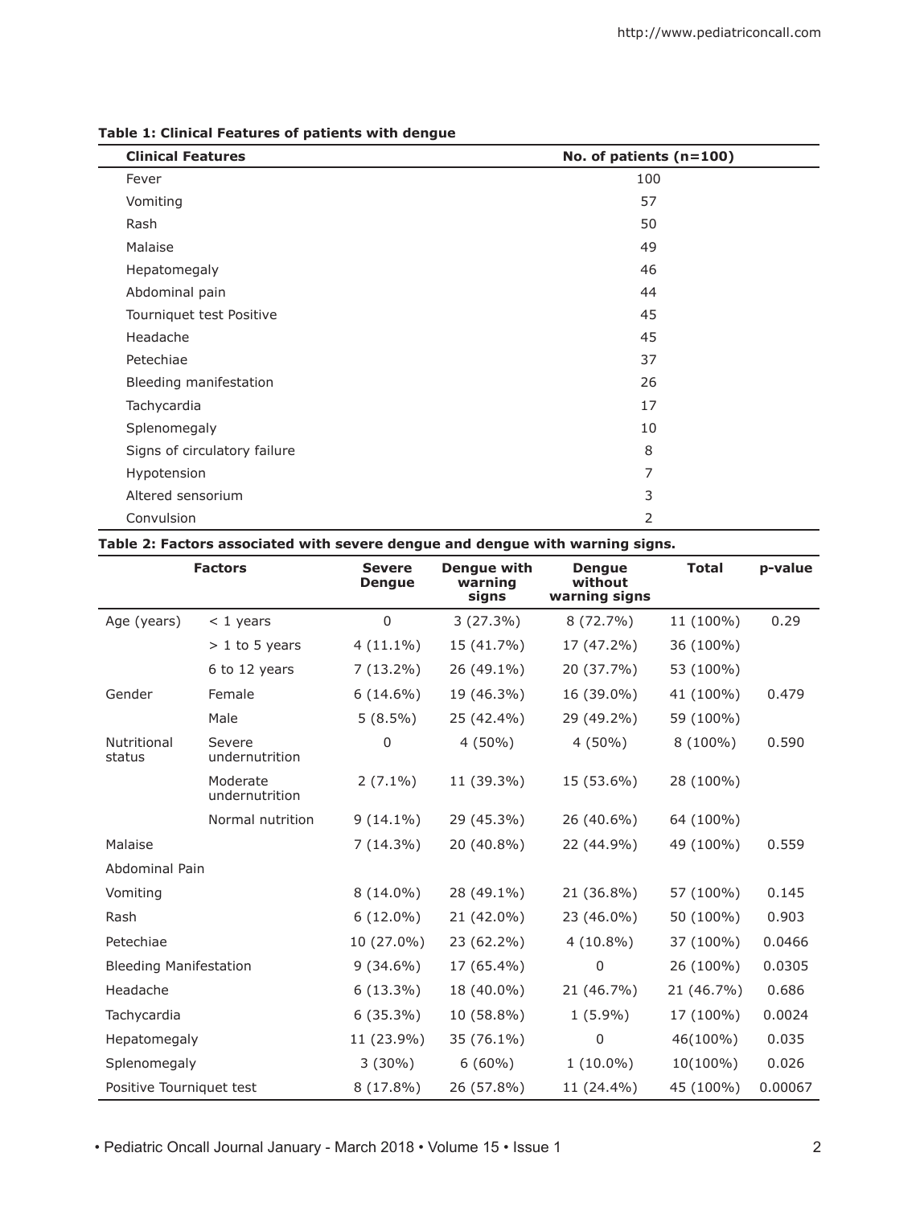**Table 1: Clinical Features of patients with dengue**

| Clinical Features | No. of patients (n=100) |
|---|---|
| Fever | 100 |
| Vomiting | 57 |
| Rash | 50 |
| Malaise | 49 |
| Hepatomegaly | 46 |
| Abdominal pain | 44 |
| Tourniquet test Positive | 45 |
| Headache | 45 |
| Petechiae | 37 |
| Bleeding manifestation | 26 |
| Tachycardia | 17 |
| Splenomegaly | 10 |
| Signs of circulatory failure | 8 |
| Hypotension | 7 |
| Altered sensorium | 3 |
| Convulsion | 2 |

**Table 2: Factors associated with severe dengue and dengue with warning signs.**

| Factors | | Severe Dengue | Dengue with warning signs | Dengue without warning signs | Total | p-value |
|---|---|---|---|---|---|---|
| Age (years) | < 1 years | 0 | 3 (27.3%) | 8 (72.7%) | 11 (100%) | 0.29 |
| | > 1 to 5 years | 4 (11.1%) | 15 (41.7%) | 17 (47.2%) | 36 (100%) | |
| | 6 to 12 years | 7 (13.2%) | 26 (49.1%) | 20 (37.7%) | 53 (100%) | |
| Gender | Female | 6 (14.6%) | 19 (46.3%) | 16 (39.0%) | 41 (100%) | 0.479 |
| | Male | 5 (8.5%) | 25 (42.4%) | 29 (49.2%) | 59 (100%) | |
| Nutritional status | Severe undernutrition | 0 | 4 (50%) | 4 (50%) | 8 (100%) | 0.590 |
| | Moderate undernutrition | 2 (7.1%) | 11 (39.3%) | 15 (53.6%) | 28 (100%) | |
| | Normal nutrition | 9 (14.1%) | 29 (45.3%) | 26 (40.6%) | 64 (100%) | |
| Malaise | | 7 (14.3%) | 20 (40.8%) | 22 (44.9%) | 49 (100%) | 0.559 |
| Abdominal Pain | | | | | | |
| Vomiting | | 8 (14.0%) | 28 (49.1%) | 21 (36.8%) | 57 (100%) | 0.145 |
| Rash | | 6 (12.0%) | 21 (42.0%) | 23 (46.0%) | 50 (100%) | 0.903 |
| Petechiae | | 10 (27.0%) | 23 (62.2%) | 4 (10.8%) | 37 (100%) | 0.0466 |
| Bleeding Manifestation | | 9 (34.6%) | 17 (65.4%) | 0 | 26 (100%) | 0.0305 |
| Headache | | 6 (13.3%) | 18 (40.0%) | 21 (46.7%) | 21 (46.7%) | 0.686 |
| Tachycardia | | 6 (35.3%) | 10 (58.8%) | 1 (5.9%) | 17 (100%) | 0.0024 |
| Hepatomegaly | | 11 (23.9%) | 35 (76.1%) | 0 | 46(100%) | 0.035 |
| Splenomegaly | | 3 (30%) | 6 (60%) | 1 (10.0%) | 10(100%) | 0.026 |
| Positive Tourniquet test | | 8 (17.8%) | 26 (57.8%) | 11 (24.4%) | 45 (100%) | 0.00067 |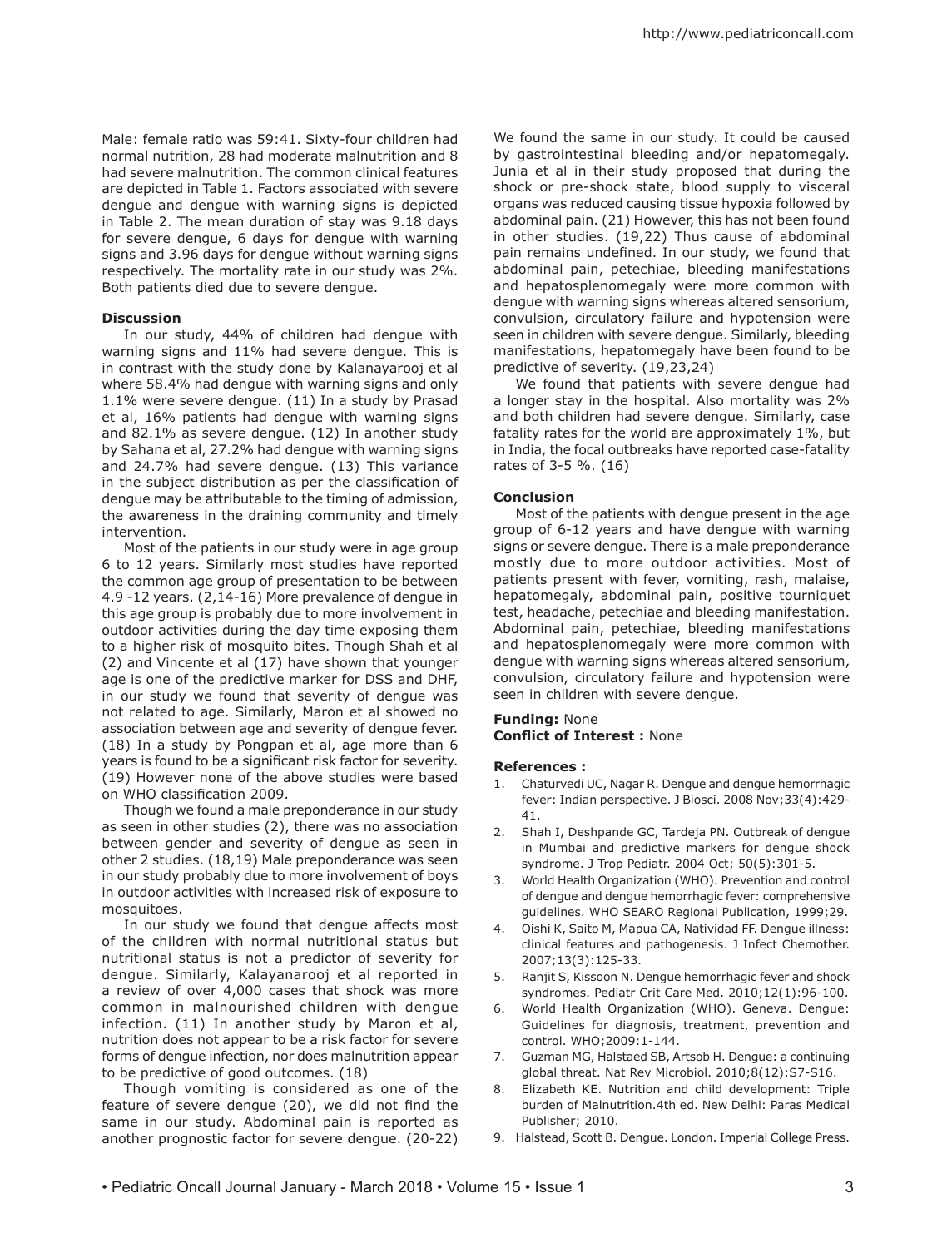Male: female ratio was 59:41. Sixty-four children had normal nutrition, 28 had moderate malnutrition and 8 had severe malnutrition. The common clinical features are depicted in Table 1. Factors associated with severe dengue and dengue with warning signs is depicted in Table 2. The mean duration of stay was 9.18 days for severe dengue, 6 days for dengue with warning signs and 3.96 days for dengue without warning signs respectively. The mortality rate in our study was 2%. Both patients died due to severe dengue.

**Discussion**

In our study, 44% of children had dengue with warning signs and 11% had severe dengue. This is in contrast with the study done by Kalanayarooj et al where 58.4% had dengue with warning signs and only 1.1% were severe dengue. (11) In a study by Prasad et al, 16% patients had dengue with warning signs and 82.1% as severe dengue. (12) In another study by Sahana et al, 27.2% had dengue with warning signs and 24.7% had severe dengue. (13) This variance in the subject distribution as per the classification of dengue may be attributable to the timing of admission, the awareness in the draining community and timely intervention.

Most of the patients in our study were in age group 6 to 12 years. Similarly most studies have reported the common age group of presentation to be between 4.9 -12 years. (2,14-16) More prevalence of dengue in this age group is probably due to more involvement in outdoor activities during the day time exposing them to a higher risk of mosquito bites. Though Shah et al (2) and Vincente et al (17) have shown that younger age is one of the predictive marker for DSS and DHF, in our study we found that severity of dengue was not related to age. Similarly, Maron et al showed no association between age and severity of dengue fever. (18) In a study by Pongpan et al, age more than 6 years is found to be a significant risk factor for severity. (19) However none of the above studies were based on WHO classification 2009.

Though we found a male preponderance in our study as seen in other studies (2), there was no association between gender and severity of dengue as seen in other 2 studies. (18,19) Male preponderance was seen in our study probably due to more involvement of boys in outdoor activities with increased risk of exposure to mosquitoes.

In our study we found that dengue affects most of the children with normal nutritional status but nutritional status is not a predictor of severity for dengue. Similarly, Kalayanarooj et al reported in a review of over 4,000 cases that shock was more common in malnourished children with dengue infection. (11) In another study by Maron et al, nutrition does not appear to be a risk factor for severe forms of dengue infection, nor does malnutrition appear to be predictive of good outcomes. (18)

Though vomiting is considered as one of the feature of severe dengue (20), we did not find the same in our study. Abdominal pain is reported as another prognostic factor for severe dengue. (20-22) We found the same in our study. It could be caused by gastrointestinal bleeding and/or hepatomegaly. Junia et al in their study proposed that during the shock or pre-shock state, blood supply to visceral organs was reduced causing tissue hypoxia followed by abdominal pain. (21) However, this has not been found in other studies. (19,22) Thus cause of abdominal pain remains undefined. In our study, we found that abdominal pain, petechiae, bleeding manifestations and hepatosplenomegaly were more common with dengue with warning signs whereas altered sensorium, convulsion, circulatory failure and hypotension were seen in children with severe dengue. Similarly, bleeding manifestations, hepatomegaly have been found to be predictive of severity. (19,23,24)

We found that patients with severe dengue had a longer stay in the hospital. Also mortality was 2% and both children had severe dengue. Similarly, case fatality rates for the world are approximately 1%, but in India, the focal outbreaks have reported case-fatality rates of 3-5 %. (16)

**Conclusion**

Most of the patients with dengue present in the age group of 6-12 years and have dengue with warning signs or severe dengue. There is a male preponderance mostly due to more outdoor activities. Most of patients present with fever, vomiting, rash, malaise, hepatomegaly, abdominal pain, positive tourniquet test, headache, petechiae and bleeding manifestation. Abdominal pain, petechiae, bleeding manifestations and hepatosplenomegaly were more common with dengue with warning signs whereas altered sensorium, convulsion, circulatory failure and hypotension were seen in children with severe dengue.

**Funding:** None
**Conflict of Interest :** None

**References :**

1. Chaturvedi UC, Nagar R. Dengue and dengue hemorrhagic fever: Indian perspective. J Biosci. 2008 Nov;33(4):429-41.
2. Shah I, Deshpande GC, Tardeja PN. Outbreak of dengue in Mumbai and predictive markers for dengue shock syndrome. J Trop Pediatr. 2004 Oct; 50(5):301-5.
3. World Health Organization (WHO). Prevention and control of dengue and dengue hemorrhagic fever: comprehensive guidelines. WHO SEARO Regional Publication, 1999;29.
4. Oishi K, Saito M, Mapua CA, Natividad FF. Dengue illness: clinical features and pathogenesis. J Infect Chemother. 2007;13(3):125-33.
5. Ranjit S, Kissoon N. Dengue hemorrhagic fever and shock syndromes. Pediatr Crit Care Med. 2010;12(1):96-100.
6. World Health Organization (WHO). Geneva. Dengue: Guidelines for diagnosis, treatment, prevention and control. WHO;2009:1-144.
7. Guzman MG, Halstaed SB, Artsob H. Dengue: a continuing global threat. Nat Rev Microbiol. 2010;8(12):S7-S16.
8. Elizabeth KE. Nutrition and child development: Triple burden of Malnutrition.4th ed. New Delhi: Paras Medical Publisher; 2010.
9. Halstead, Scott B. Dengue. London. Imperial College Press.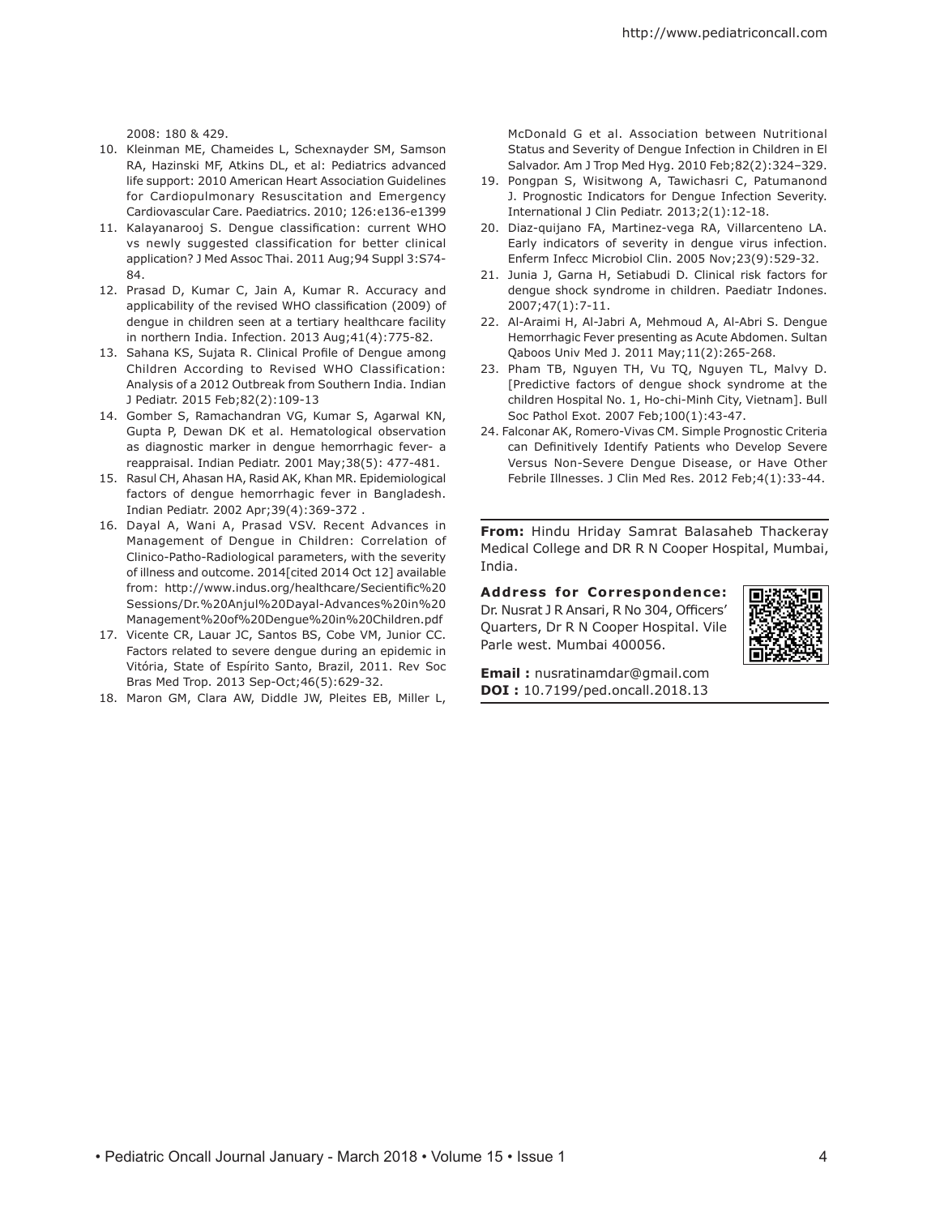2008: 180 & 429.

10. Kleinman ME, Chameides L, Schexnayder SM, Samson RA, Hazinski MF, Atkins DL, et al: Pediatrics advanced life support: 2010 American Heart Association Guidelines for Cardiopulmonary Resuscitation and Emergency Cardiovascular Care. Paediatrics. 2010; 126:e136-e1399
11. Kalayanarooj S. Dengue classification: current WHO vs newly suggested classification for better clinical application? J Med Assoc Thai. 2011 Aug;94 Suppl 3:S74-84.
12. Prasad D, Kumar C, Jain A, Kumar R. Accuracy and applicability of the revised WHO classification (2009) of dengue in children seen at a tertiary healthcare facility in northern India. Infection. 2013 Aug;41(4):775-82.
13. Sahana KS, Sujata R. Clinical Profile of Dengue among Children According to Revised WHO Classification: Analysis of a 2012 Outbreak from Southern India. Indian J Pediatr. 2015 Feb;82(2):109-13
14. Gomber S, Ramachandran VG, Kumar S, Agarwal KN, Gupta P, Dewan DK et al. Hematological observation as diagnostic marker in dengue hemorrhagic fever- a reappraisal. Indian Pediatr. 2001 May;38(5): 477-481.
15. Rasul CH, Ahasan HA, Rasid AK, Khan MR. Epidemiological factors of dengue hemorrhagic fever in Bangladesh. Indian Pediatr. 2002 Apr;39(4):369-372 .
16. Dayal A, Wani A, Prasad VSV. Recent Advances in Management of Dengue in Children: Correlation of Clinico-Patho-Radiological parameters, with the severity of illness and outcome. 2014[cited 2014 Oct 12] available from: http://www.indus.org/healthcare/Secientific%20Sessions/Dr.%20Anjul%20Dayal-Advances%20in%20Management%20of%20Dengue%20in%20Children.pdf
17. Vicente CR, Lauar JC, Santos BS, Cobe VM, Junior CC. Factors related to severe dengue during an epidemic in Vitória, State of Espírito Santo, Brazil, 2011. Rev Soc Bras Med Trop. 2013 Sep-Oct;46(5):629-32.
18. Maron GM, Clara AW, Diddle JW, Pleites EB, Miller L, McDonald G et al. Association between Nutritional Status and Severity of Dengue Infection in Children in El Salvador. Am J Trop Med Hyg. 2010 Feb;82(2):324–329.
19. Pongpan S, Wisitwong A, Tawichasri C, Patumanond J. Prognostic Indicators for Dengue Infection Severity. International J Clin Pediatr. 2013;2(1):12-18.
20. Diaz-quijano FA, Martinez-vega RA, Villarcenteno LA. Early indicators of severity in dengue virus infection. Enferm Infecc Microbiol Clin. 2005 Nov;23(9):529-32.
21. Junia J, Garna H, Setiabudi D. Clinical risk factors for dengue shock syndrome in children. Paediatr Indones. 2007;47(1):7-11.
22. Al-Araimi H, Al-Jabri A, Mehmoud A, Al-Abri S. Dengue Hemorrhagic Fever presenting as Acute Abdomen. Sultan Qaboos Univ Med J. 2011 May;11(2):265-268.
23. Pham TB, Nguyen TH, Vu TQ, Nguyen TL, Malvy D. [Predictive factors of dengue shock syndrome at the children Hospital No. 1, Ho-chi-Minh City, Vietnam]. Bull Soc Pathol Exot. 2007 Feb;100(1):43-47.
24. Falconar AK, Romero-Vivas CM. Simple Prognostic Criteria can Definitively Identify Patients who Develop Severe Versus Non-Severe Dengue Disease, or Have Other Febrile Illnesses. J Clin Med Res. 2012 Feb;4(1):33-44.

**From:** Hindu Hriday Samrat Balasaheb Thackeray Medical College and DR R N Cooper Hospital, Mumbai, India.

**Address for Correspondence:** Dr. Nusrat J R Ansari, R No 304, Officers' Quarters, Dr R N Cooper Hospital. Vile Parle west. Mumbai 400056.

**Email :** nusratinamdar@gmail.com
**DOI :** 10.7199/ped.oncall.2018.13